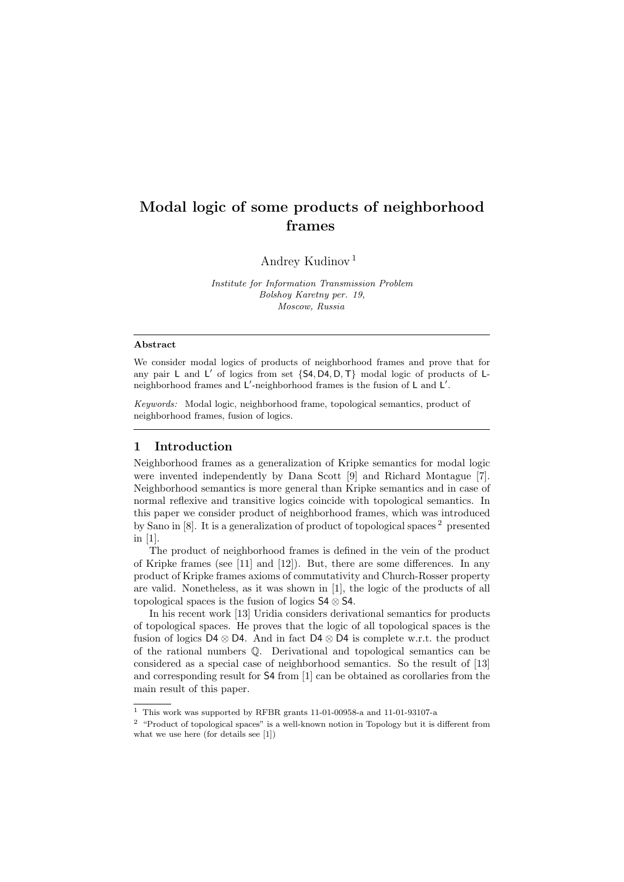# Modal logic of some products of neighborhood frames

Andrey Kudinov [1]

*Institute for Information Transmission Problem*
*Bolshoy Karetny per. 19,*
*Moscow, Russia*

---

**Abstract**

We consider modal logics of products of neighborhood frames and prove that for any pair $\mathsf{L}$ and $\mathsf{L}'$ of logics from set $\{\mathsf{S4}, \mathsf{D4}, \mathsf{D}, \mathsf{T}\}$ modal logic of products of $\mathsf{L}$-neighborhood frames and $\mathsf{L}'$-neighborhood frames is the fusion of $\mathsf{L}$ and $\mathsf{L}'$.

*Keywords:* Modal logic, neighborhood frame, topological semantics, product of neighborhood frames, fusion of logics.

---

## 1 Introduction

Neighborhood frames as a generalization of Kripke semantics for modal logic were invented independently by Dana Scott [9] and Richard Montague [7]. Neighborhood semantics is more general than Kripke semantics and in case of normal reflexive and transitive logics coincide with topological semantics. In this paper we consider product of neighborhood frames, which was introduced by Sano in [8]. It is a generalization of product of topological spaces [2] presented in [1].

The product of neighborhood frames is defined in the vein of the product of Kripke frames (see [11] and [12]). But, there are some differences. In any product of Kripke frames axioms of commutativity and Church-Rosser property are valid. Nonetheless, as it was shown in [1], the logic of the products of all topological spaces is the fusion of logics $\mathsf{S4} \otimes \mathsf{S4}$.

In his recent work [13] Uridia considers derivational semantics for products of topological spaces. He proves that the logic of all topological spaces is the fusion of logics $\mathsf{D4} \otimes \mathsf{D4}$. And in fact $\mathsf{D4} \otimes \mathsf{D4}$ is complete w.r.t. the product of the rational numbers $\mathbb{Q}$. Derivational and topological semantics can be considered as a special case of neighborhood semantics. So the result of [13] and corresponding result for $\mathsf{S4}$ from [1] can be obtained as corollaries from the main result of this paper.

---

[1] This work was supported by RFBR grants 11-01-00958-a and 11-01-93107-a

[2] "Product of topological spaces" is a well-known notion in Topology but it is different from what we use here (for details see [1])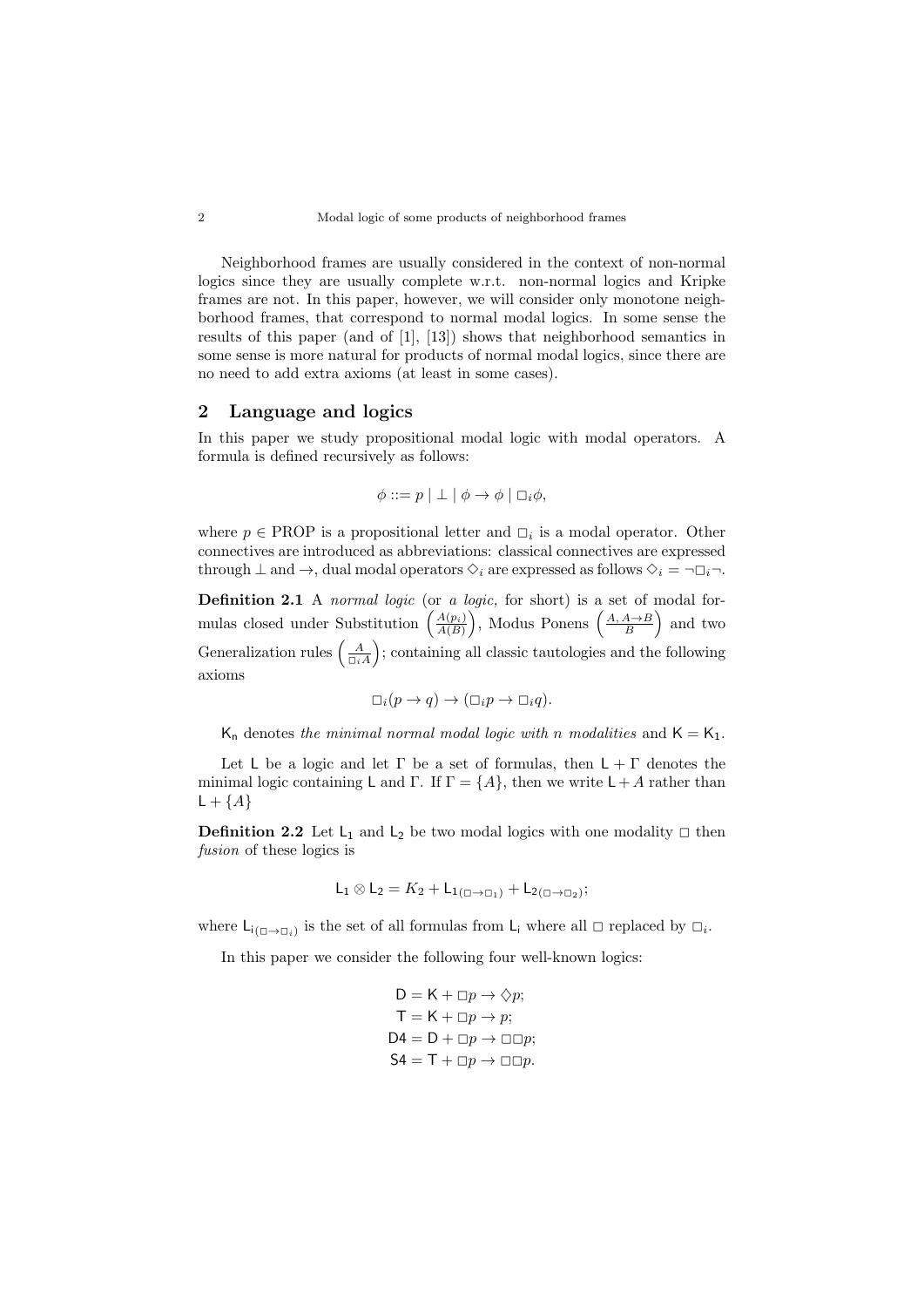Neighborhood frames are usually considered in the context of non-normal logics since they are usually complete w.r.t. non-normal logics and Kripke frames are not. In this paper, however, we will consider only monotone neighborhood frames, that correspond to normal modal logics. In some sense the results of this paper (and of [1], [13]) shows that neighborhood semantics in some sense is more natural for products of normal modal logics, since there are no need to add extra axioms (at least in some cases).

## 2 Language and logics

In this paper we study propositional modal logic with modal operators. A formula is defined recursively as follows:

$$\phi ::= p \mid \bot \mid \phi \to \phi \mid \Box_i \phi,$$

where $p \in \mathrm{PROP}$ is a propositional letter and $\Box_i$ is a modal operator. Other connectives are introduced as abbreviations: classical connectives are expressed through $\bot$ and $\to$, dual modal operators $\Diamond_i$ are expressed as follows $\Diamond_i = \neg\Box_i\neg$.

**Definition 2.1** A *normal logic* (or *a logic,* for short) is a set of modal formulas closed under Substitution $\left(\frac{A(p_i)}{A(B)}\right)$, Modus Ponens $\left(\frac{A,\, A\to B}{B}\right)$ and two Generalization rules $\left(\frac{A}{\Box_i A}\right)$; containing all classic tautologies and the following axioms

$$\Box_i(p \to q) \to (\Box_i p \to \Box_i q).$$

$\mathsf{K_n}$ denotes *the minimal normal modal logic with n modalities* and $\mathsf{K} = \mathsf{K_1}$.

Let $\mathsf{L}$ be a logic and let $\Gamma$ be a set of formulas, then $\mathsf{L} + \Gamma$ denotes the minimal logic containing $\mathsf{L}$ and $\Gamma$. If $\Gamma = \{A\}$, then we write $\mathsf{L} + A$ rather than $\mathsf{L} + \{A\}$

**Definition 2.2** Let $\mathsf{L_1}$ and $\mathsf{L_2}$ be two modal logics with one modality $\Box$ then *fusion* of these logics is

$$\mathsf{L_1} \otimes \mathsf{L_2} = K_2 + \mathsf{L_1}_{(\Box\to\Box_1)} + \mathsf{L_2}_{(\Box\to\Box_2)};$$

where $\mathsf{L_i}_{(\Box\to\Box_i)}$ is the set of all formulas from $\mathsf{L_i}$ where all $\Box$ replaced by $\Box_i$.

In this paper we consider the following four well-known logics:

$$\begin{aligned}
\mathsf{D} &= \mathsf{K} + \Box p \to \Diamond p;\\
\mathsf{T} &= \mathsf{K} + \Box p \to p;\\
\mathsf{D4} &= \mathsf{D} + \Box p \to \Box\Box p;\\
\mathsf{S4} &= \mathsf{T} + \Box p \to \Box\Box p.
\end{aligned}$$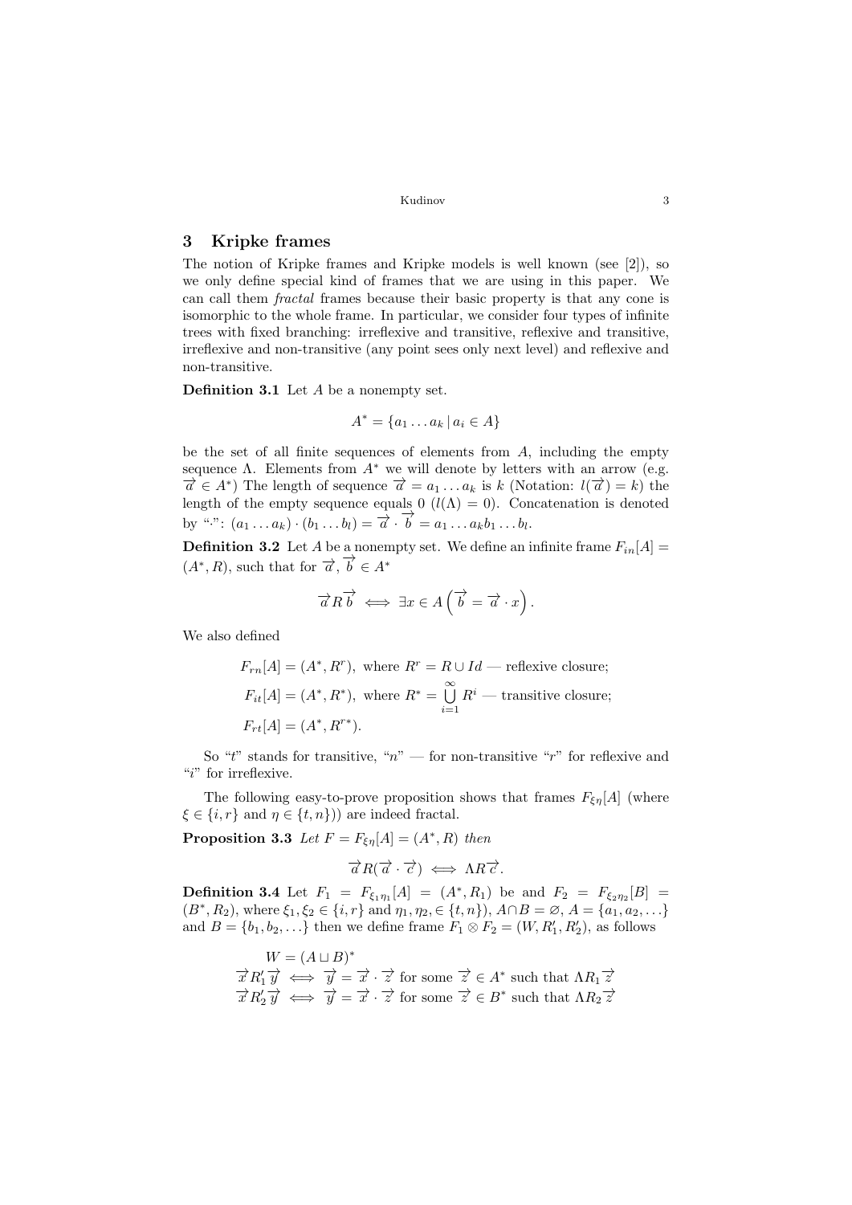## 3 Kripke frames

The notion of Kripke frames and Kripke models is well known (see [2]), so we only define special kind of frames that we are using in this paper. We can call them *fractal* frames because their basic property is that any cone is isomorphic to the whole frame. In particular, we consider four types of infinite trees with fixed branching: irreflexive and transitive, reflexive and transitive, irreflexive and non-transitive (any point sees only next level) and reflexive and non-transitive.

**Definition 3.1** Let $A$ be a nonempty set.

$$A^* = \{a_1 \dots a_k \,|\, a_i \in A\}$$

be the set of all finite sequences of elements from $A$, including the empty sequence $\Lambda$. Elements from $A^*$ we will denote by letters with an arrow (e.g. $\overrightarrow{a} \in A^*$) The length of sequence $\overrightarrow{a} = a_1 \dots a_k$ is $k$ (Notation: $l(\overrightarrow{a}) = k$) the length of the empty sequence equals 0 ($l(\Lambda) = 0$). Concatenation is denoted by "$\cdot$": $(a_1 \dots a_k) \cdot (b_1 \dots b_l) = \overrightarrow{a} \cdot \overrightarrow{b} = a_1 \dots a_k b_1 \dots b_l$.

**Definition 3.2** Let $A$ be a nonempty set. We define an infinite frame $F_{in}[A] = (A^*, R)$, such that for $\overrightarrow{a}, \overrightarrow{b} \in A^*$

$$\overrightarrow{a} R \overrightarrow{b} \iff \exists x \in A \left( \overrightarrow{b} = \overrightarrow{a} \cdot x \right).$$

We also defined

$$F_{rn}[A] = (A^*, R^r), \text{ where } R^r = R \cup Id \text{ — reflexive closure;}$$
$$F_{it}[A] = (A^*, R^*), \text{ where } R^* = \bigcup_{i=1}^{\infty} R^i \text{ — transitive closure;}$$
$$F_{rt}[A] = (A^*, R^{r*}).$$

So "$t$" stands for transitive, "$n$" — for non-transitive "$r$" for reflexive and "$i$" for irreflexive.

The following easy-to-prove proposition shows that frames $F_{\xi\eta}[A]$ (where $\xi \in \{i, r\}$ and $\eta \in \{t, n\}$)) are indeed fractal.

**Proposition 3.3** *Let $F = F_{\xi\eta}[A] = (A^*, R)$ then*

$$\overrightarrow{a} R (\overrightarrow{a} \cdot \overrightarrow{c}) \iff \Lambda R \overrightarrow{c}.$$

**Definition 3.4** Let $F_1 = F_{\xi_1\eta_1}[A] = (A^*, R_1)$ be and $F_2 = F_{\xi_2\eta_2}[B] = (B^*, R_2)$, where $\xi_1, \xi_2 \in \{i, r\}$ and $\eta_1, \eta_2, \in \{t, n\}$), $A \cap B = \varnothing$, $A = \{a_1, a_2, \dots\}$ and $B = \{b_1, b_2, \dots\}$ then we define frame $F_1 \otimes F_2 = (W, R'_1, R'_2)$, as follows

$$W = (A \sqcup B)^*$$
$$\overrightarrow{x} R'_1 \overrightarrow{y} \iff \overrightarrow{y} = \overrightarrow{x} \cdot \overrightarrow{z} \text{ for some } \overrightarrow{z} \in A^* \text{ such that } \Lambda R_1 \overrightarrow{z}$$
$$\overrightarrow{x} R'_2 \overrightarrow{y} \iff \overrightarrow{y} = \overrightarrow{x} \cdot \overrightarrow{z} \text{ for some } \overrightarrow{z} \in B^* \text{ such that } \Lambda R_2 \overrightarrow{z}$$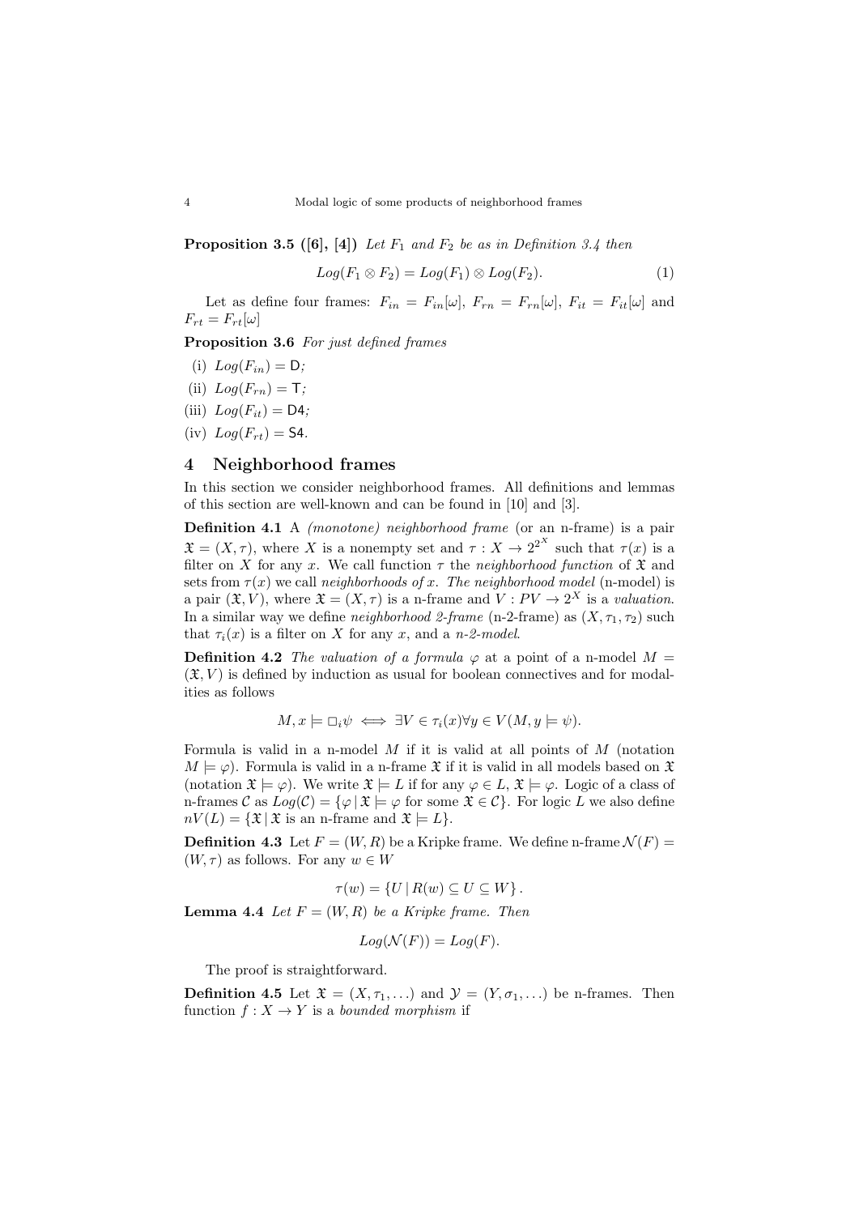**Proposition 3.5 ([6], [4])** *Let $F_1$ and $F_2$ be as in Definition 3.4 then*

$$Log(F_1 \otimes F_2) = Log(F_1) \otimes Log(F_2). \tag{1}$$

Let as define four frames: $F_{in} = F_{in}[\omega]$, $F_{rn} = F_{rn}[\omega]$, $F_{it} = F_{it}[\omega]$ and $F_{rt} = F_{rt}[\omega]$

**Proposition 3.6** *For just defined frames*

(i) $Log(F_{in}) = \mathsf{D}$*;*

(ii) $Log(F_{rn}) = \mathsf{T}$*;*

(iii) $Log(F_{it}) = \mathsf{D4}$*;*

(iv) $Log(F_{rt}) = \mathsf{S4}$*.*

# 4 Neighborhood frames

In this section we consider neighborhood frames. All definitions and lemmas of this section are well-known and can be found in [10] and [3].

**Definition 4.1** A *(monotone) neighborhood frame* (or an n-frame) is a pair $\mathfrak{X} = (X, \tau)$, where $X$ is a nonempty set and $\tau : X \to 2^{2^X}$ such that $\tau(x)$ is a filter on $X$ for any $x$. We call function $\tau$ the *neighborhood function* of $\mathfrak{X}$ and sets from $\tau(x)$ we call *neighborhoods of $x$. The neighborhood model* (n-model) is a pair $(\mathfrak{X}, V)$, where $\mathfrak{X} = (X, \tau)$ is a n-frame and $V : PV \to 2^X$ is a *valuation*. In a similar way we define *neighborhood 2-frame* (n-2-frame) as $(X, \tau_1, \tau_2)$ such that $\tau_i(x)$ is a filter on $X$ for any $x$, and a *n-2-model*.

**Definition 4.2** *The valuation of a formula $\varphi$ at a point of a n-model $M = (\mathfrak{X}, V)$ is defined by induction as usual for boolean connectives and for modalities as follows*

$$M, x \models \Box_i \psi \iff \exists V \in \tau_i(x) \forall y \in V (M, y \models \psi).$$

Formula is valid in a n-model $M$ if it is valid at all points of $M$ (notation $M \models \varphi$). Formula is valid in a n-frame $\mathfrak{X}$ if it is valid in all models based on $\mathfrak{X}$ (notation $\mathfrak{X} \models \varphi$). We write $\mathfrak{X} \models L$ if for any $\varphi \in L$, $\mathfrak{X} \models \varphi$. Logic of a class of n-frames $\mathcal{C}$ as $Log(\mathcal{C}) = \{\varphi \mid \mathfrak{X} \models \varphi$ for some $\mathfrak{X} \in \mathcal{C}\}$. For logic $L$ we also define $nV(L) = \{\mathfrak{X} \mid \mathfrak{X}$ is an n-frame and $\mathfrak{X} \models L\}$.

**Definition 4.3** Let $F = (W, R)$ be a Kripke frame. We define n-frame $\mathcal{N}(F) = (W, \tau)$ as follows. For any $w \in W$

$$\tau(w) = \{U \mid R(w) \subseteq U \subseteq W\}.$$

**Lemma 4.4** *Let $F = (W, R)$ be a Kripke frame. Then*

$$Log(\mathcal{N}(F)) = Log(F).$$

The proof is straightforward.

**Definition 4.5** Let $\mathfrak{X} = (X, \tau_1, \ldots)$ and $\mathcal{Y} = (Y, \sigma_1, \ldots)$ be n-frames. Then function $f : X \to Y$ is a *bounded morphism* if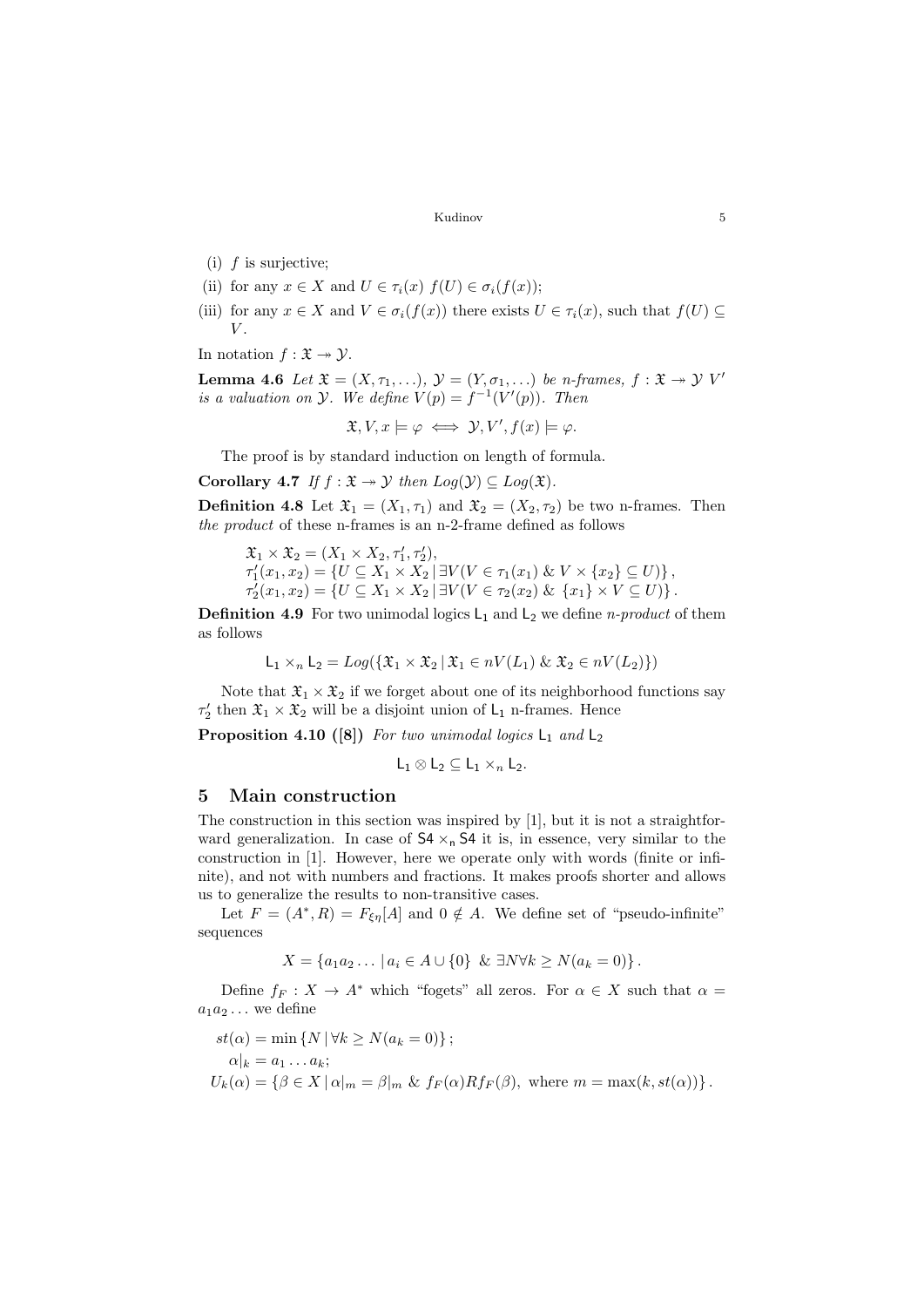(i) $f$ is surjective;

(ii) for any $x \in X$ and $U \in \tau_i(x)$ $f(U) \in \sigma_i(f(x))$;

(iii) for any $x \in X$ and $V \in \sigma_i(f(x))$ there exists $U \in \tau_i(x)$, such that $f(U) \subseteq V$.

In notation $f : \mathfrak{X} \twoheadrightarrow \mathcal{Y}$.

**Lemma 4.6** *Let $\mathfrak{X} = (X, \tau_1, \ldots)$, $\mathcal{Y} = (Y, \sigma_1, \ldots)$ be n-frames, $f : \mathfrak{X} \twoheadrightarrow \mathcal{Y}$ $V'$ is a valuation on $\mathcal{Y}$. We define $V(p) = f^{-1}(V'(p))$. Then*

$$\mathfrak{X}, V, x \models \varphi \iff \mathcal{Y}, V', f(x) \models \varphi.$$

The proof is by standard induction on length of formula.

**Corollary 4.7** *If $f : \mathfrak{X} \twoheadrightarrow \mathcal{Y}$ then $Log(\mathcal{Y}) \subseteq Log(\mathfrak{X})$.*

**Definition 4.8** Let $\mathfrak{X}_1 = (X_1, \tau_1)$ and $\mathfrak{X}_2 = (X_2, \tau_2)$ be two n-frames. Then *the product* of these n-frames is an n-2-frame defined as follows

$$\mathfrak{X}_1 \times \mathfrak{X}_2 = (X_1 \times X_2, \tau_1', \tau_2'),$$
$$\tau_1'(x_1, x_2) = \{U \subseteq X_1 \times X_2 \mid \exists V (V \in \tau_1(x_1) \;\&\; V \times \{x_2\} \subseteq U)\},$$
$$\tau_2'(x_1, x_2) = \{U \subseteq X_1 \times X_2 \mid \exists V (V \in \tau_2(x_2) \;\&\; \{x_1\} \times V \subseteq U)\}.$$

**Definition 4.9** For two unimodal logics $\mathsf{L}_1$ and $\mathsf{L}_2$ we define *n-product* of them as follows

$$\mathsf{L}_1 \times_n \mathsf{L}_2 = Log(\{\mathfrak{X}_1 \times \mathfrak{X}_2 \mid \mathfrak{X}_1 \in nV(L_1) \;\&\; \mathfrak{X}_2 \in nV(L_2)\})$$

Note that $\mathfrak{X}_1 \times \mathfrak{X}_2$ if we forget about one of its neighborhood functions say $\tau_2'$ then $\mathfrak{X}_1 \times \mathfrak{X}_2$ will be a disjoint union of $\mathsf{L}_1$ n-frames. Hence

**Proposition 4.10 ([8])** *For two unimodal logics $\mathsf{L}_1$ and $\mathsf{L}_2$*

$$\mathsf{L}_1 \otimes \mathsf{L}_2 \subseteq \mathsf{L}_1 \times_n \mathsf{L}_2.$$

## 5 Main construction

The construction in this section was inspired by [1], but it is not a straightforward generalization. In case of $\mathsf{S4} \times_\mathsf{n} \mathsf{S4}$ it is, in essence, very similar to the construction in [1]. However, here we operate only with words (finite or infinite), and not with numbers and fractions. It makes proofs shorter and allows us to generalize the results to non-transitive cases.

Let $F = (A^*, R) = F_{\xi\eta}[A]$ and $0 \notin A$. We define set of "pseudo-infinite" sequences

$$X = \{a_1 a_2 \ldots \mid a_i \in A \cup \{0\} \;\&\; \exists N \forall k \geq N (a_k = 0)\}.$$

Define $f_F : X \to A^*$ which "fogets" all zeros. For $\alpha \in X$ such that $\alpha = a_1 a_2 \ldots$ we define

$$st(\alpha) = \min\{N \mid \forall k \geq N (a_k = 0)\};$$
$$\alpha|_k = a_1 \ldots a_k;$$
$$U_k(\alpha) = \{\beta \in X \mid \alpha|_m = \beta|_m \;\&\; f_F(\alpha) R f_F(\beta), \text{ where } m = \max(k, st(\alpha))\}.$$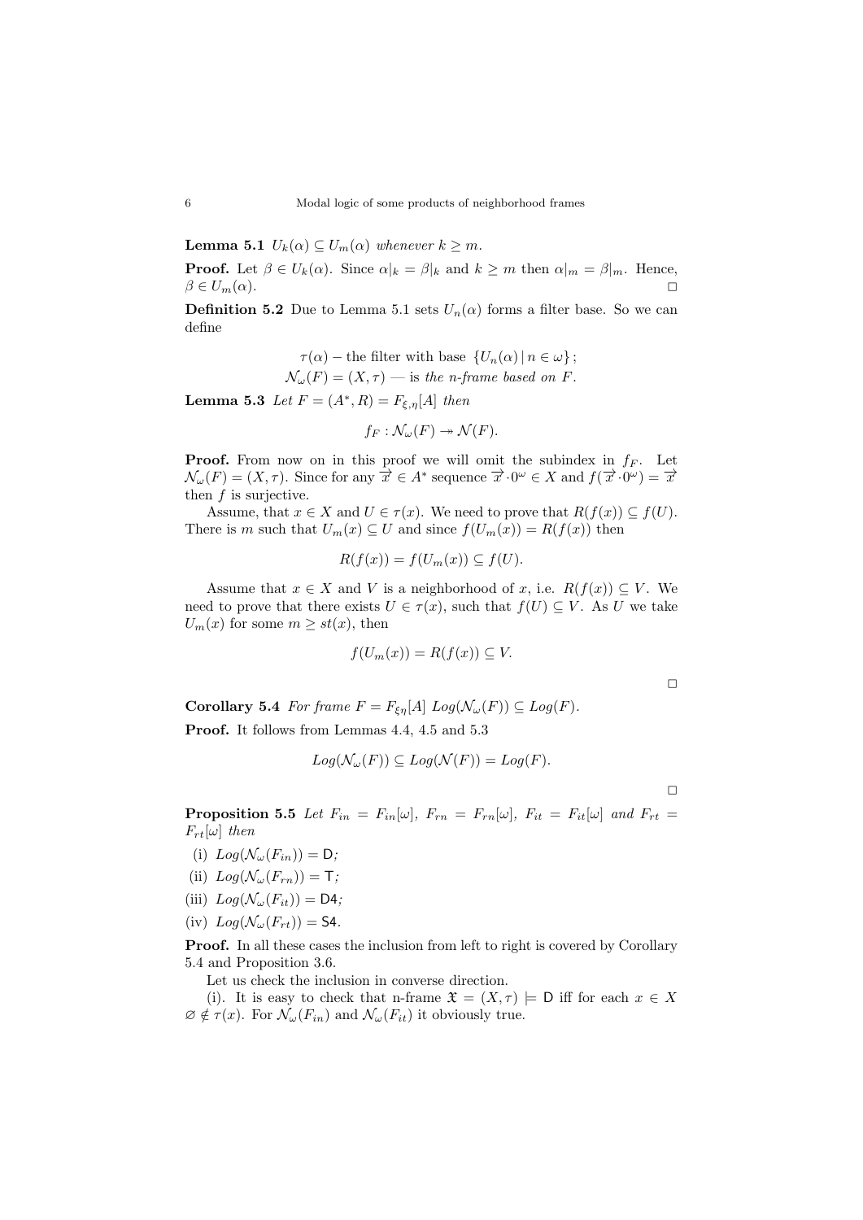**Lemma 5.1** *$U_k(\alpha) \subseteq U_m(\alpha)$ whenever $k \geq m$.*

**Proof.** Let $\beta \in U_k(\alpha)$. Since $\alpha|_k = \beta|_k$ and $k \geq m$ then $\alpha|_m = \beta|_m$. Hence, $\beta \in U_m(\alpha)$. □

**Definition 5.2** Due to Lemma 5.1 sets $U_n(\alpha)$ forms a filter base. So we can define

$$\tau(\alpha) \text{ – the filter with base } \{U_n(\alpha) \mid n \in \omega\};$$
$$\mathcal{N}_\omega(F) = (X, \tau) \text{ — is } \textit{the n-frame based on } F.$$

**Lemma 5.3** *Let $F = (A^*, R) = F_{\xi,\eta}[A]$ then*

$$f_F : \mathcal{N}_\omega(F) \twoheadrightarrow \mathcal{N}(F).$$

**Proof.** From now on in this proof we will omit the subindex in $f_F$. Let $\mathcal{N}_\omega(F) = (X, \tau)$. Since for any $\overrightarrow{x} \in A^*$ sequence $\overrightarrow{x} \cdot 0^\omega \in X$ and $f(\overrightarrow{x} \cdot 0^\omega) = \overrightarrow{x}$ then $f$ is surjective.

Assume, that $x \in X$ and $U \in \tau(x)$. We need to prove that $R(f(x)) \subseteq f(U)$. There is $m$ such that $U_m(x) \subseteq U$ and since $f(U_m(x)) = R(f(x))$ then

$$R(f(x)) = f(U_m(x)) \subseteq f(U).$$

Assume that $x \in X$ and $V$ is a neighborhood of $x$, i.e. $R(f(x)) \subseteq V$. We need to prove that there exists $U \in \tau(x)$, such that $f(U) \subseteq V$. As $U$ we take $U_m(x)$ for some $m \geq st(x)$, then

$$f(U_m(x)) = R(f(x)) \subseteq V.$$

□

**Corollary 5.4** *For frame $F = F_{\xi\eta}[A]$ $Log(\mathcal{N}_\omega(F)) \subseteq Log(F)$.*

**Proof.** It follows from Lemmas 4.4, 4.5 and 5.3

$$Log(\mathcal{N}_\omega(F)) \subseteq Log(\mathcal{N}(F)) = Log(F).$$

□

**Proposition 5.5** *Let $F_{in} = F_{in}[\omega]$, $F_{rn} = F_{rn}[\omega]$, $F_{it} = F_{it}[\omega]$ and $F_{rt} = F_{rt}[\omega]$ then*

(i) $Log(\mathcal{N}_\omega(F_{in})) = \mathsf{D}$;

(ii) $Log(\mathcal{N}_\omega(F_{rn})) = \mathsf{T}$;

(iii) $Log(\mathcal{N}_\omega(F_{it})) = \mathsf{D4}$;

(iv) $Log(\mathcal{N}_\omega(F_{rt})) = \mathsf{S4}$.

**Proof.** In all these cases the inclusion from left to right is covered by Corollary 5.4 and Proposition 3.6.

Let us check the inclusion in converse direction.

(i). It is easy to check that n-frame $\mathfrak{X} = (X, \tau) \models \mathsf{D}$ iff for each $x \in X$ $\varnothing \notin \tau(x)$. For $\mathcal{N}_\omega(F_{in})$ and $\mathcal{N}_\omega(F_{it})$ it obviously true.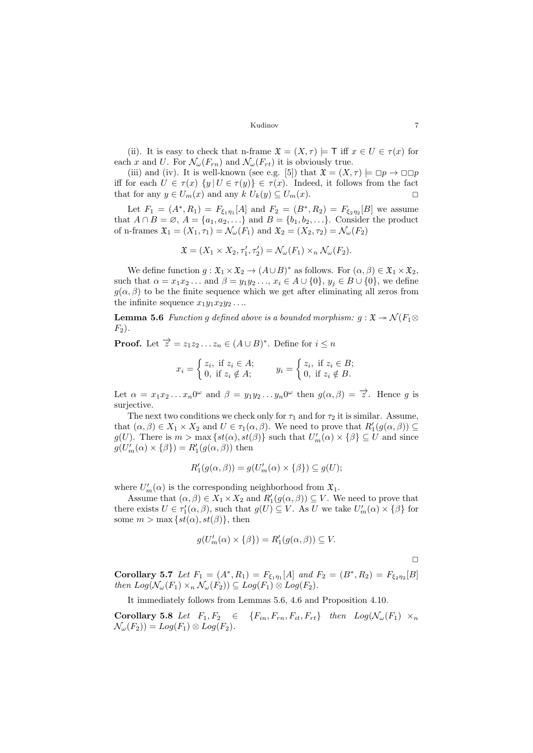(ii). It is easy to check that n-frame $\mathfrak{X} = (X, \tau) \models \mathsf{T}$ iff $x \in U \in \tau(x)$ for each $x$ and $U$. For $\mathcal{N}_\omega(F_{rn})$ and $\mathcal{N}_\omega(F_{rt})$ it is obviously true.

(iii) and (iv). It is well-known (see e.g. [5]) that $\mathfrak{X} = (X, \tau) \models \Box p \to \Box\Box p$ iff for each $U \in \tau(x)$ $\{y \,|\, U \in \tau(y)\} \in \tau(x)$. Indeed, it follows from the fact that for any $y \in U_m(x)$ and any $k$ $U_k(y) \subseteq U_m(x)$. $\Box$

Let $F_1 = (A^*, R_1) = F_{\xi_1\eta_1}[A]$ and $F_2 = (B^*, R_2) = F_{\xi_2\eta_2}[B]$ we assume that $A \cap B = \varnothing$, $A = \{a_1, a_2, \ldots\}$ and $B = \{b_1, b_2, \ldots\}$. Consider the product of n-frames $\mathfrak{X}_1 = (X_1, \tau_1) = \mathcal{N}_\omega(F_1)$ and $\mathfrak{X}_2 = (X_2, \tau_2) = \mathcal{N}_\omega(F_2)$

$$\mathfrak{X} = (X_1 \times X_2, \tau_1', \tau_2') = \mathcal{N}_\omega(F_1) \times_n \mathcal{N}_\omega(F_2).$$

We define function $g : \mathfrak{X}_1 \times \mathfrak{X}_2 \to (A \cup B)^*$ as follows. For $(\alpha, \beta) \in \mathfrak{X}_1 \times \mathfrak{X}_2$, such that $\alpha = x_1 x_2 \ldots$ and $\beta = y_1 y_2 \ldots$, $x_i \in A \cup \{0\}$, $y_j \in B \cup \{0\}$, we define $g(\alpha, \beta)$ to be the finite sequence which we get after eliminating all zeros from the infinite sequence $x_1 y_1 x_2 y_2 \ldots$.

**Lemma 5.6** *Function $g$ defined above is a bounded morphism: $g : \mathfrak{X} \twoheadrightarrow \mathcal{N}(F_1 \otimes F_2)$.*

**Proof.** Let $\overrightarrow{z} = z_1 z_2 \ldots z_n \in (A \cup B)^*$. Define for $i \leq n$

$$x_i = \begin{cases} z_i, & \text{if } z_i \in A; \\ 0, & \text{if } z_i \notin A; \end{cases} \qquad y_i = \begin{cases} z_i, & \text{if } z_i \in B; \\ 0, & \text{if } z_i \notin B. \end{cases}$$

Let $\alpha = x_1 x_2 \ldots x_n 0^\omega$ and $\beta = y_1 y_2 \ldots y_n 0^\omega$ then $g(\alpha, \beta) = \overrightarrow{z}$. Hence $g$ is surjective.

The next two conditions we check only for $\tau_1$ and for $\tau_2$ it is similar. Assume, that $(\alpha, \beta) \in X_1 \times X_2$ and $U \in \tau_1(\alpha, \beta)$. We need to prove that $R_1'(g(\alpha, \beta)) \subseteq g(U)$. There is $m > \max\{st(\alpha), st(\beta)\}$ such that $U_m'(\alpha) \times \{\beta\} \subseteq U$ and since $g(U_m'(\alpha) \times \{\beta\}) = R_1'(g(\alpha, \beta))$ then

$$R_1'(g(\alpha, \beta)) = g(U_m'(\alpha) \times \{\beta\}) \subseteq g(U);$$

where $U_m'(\alpha)$ is the corresponding neighborhood from $\mathfrak{X}_1$.

Assume that $(\alpha, \beta) \in X_1 \times X_2$ and $R_1'(g(\alpha, \beta)) \subseteq V$. We need to prove that there exists $U \in \tau_1'(\alpha, \beta)$, such that $g(U) \subseteq V$. As $U$ we take $U_m'(\alpha) \times \{\beta\}$ for some $m > \max\{st(\alpha), st(\beta)\}$, then

$$g(U_m'(\alpha) \times \{\beta\}) = R_1'(g(\alpha, \beta)) \subseteq V.$$

$\Box$

**Corollary 5.7** *Let $F_1 = (A^*, R_1) = F_{\xi_1\eta_1}[A]$ and $F_2 = (B^*, R_2) = F_{\xi_2\eta_2}[B]$ then $Log(\mathcal{N}_\omega(F_1) \times_n \mathcal{N}_\omega(F_2)) \subseteq Log(F_1) \otimes Log(F_2)$.*

It immediately follows from Lemmas 5.6, 4.6 and Proposition 4.10.

**Corollary 5.8** *Let $F_1, F_2 \in \{F_{in}, F_{rn}, F_{it}, F_{rt}\}$ then $Log(\mathcal{N}_\omega(F_1) \times_n \mathcal{N}_\omega(F_2)) = Log(F_1) \otimes Log(F_2)$.*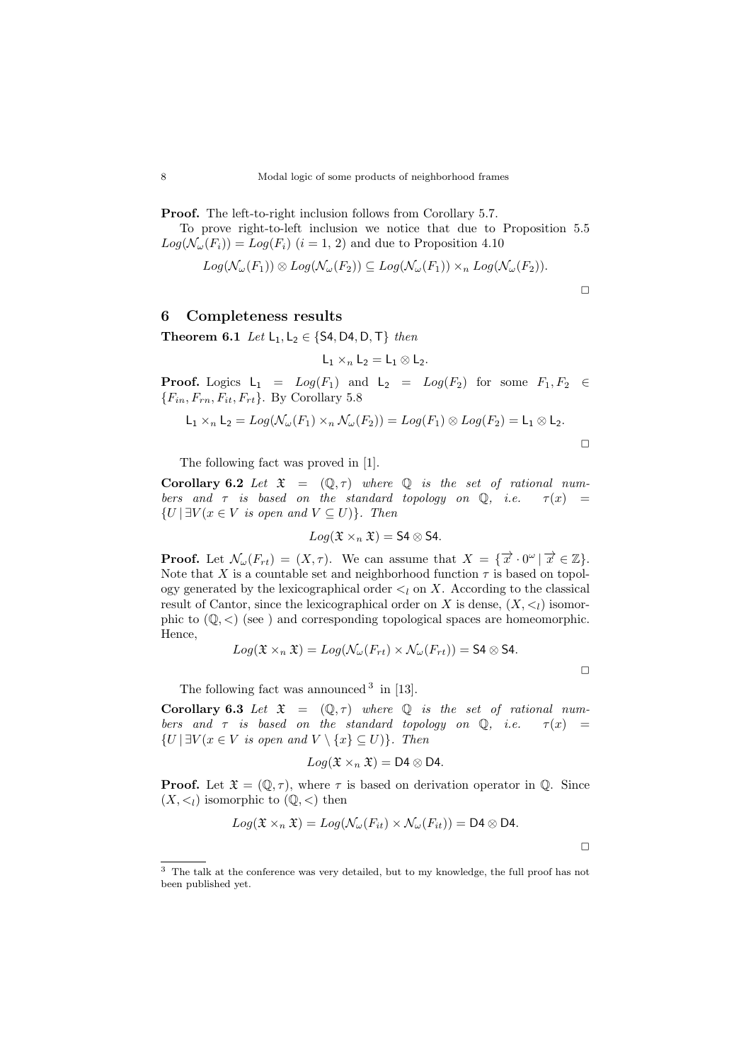**Proof.** The left-to-right inclusion follows from Corollary 5.7.

To prove right-to-left inclusion we notice that due to Proposition 5.5 $Log(\mathcal{N}_\omega(F_i)) = Log(F_i)$ $(i = 1,\, 2)$ and due to Proposition 4.10

$$Log(\mathcal{N}_\omega(F_1)) \otimes Log(\mathcal{N}_\omega(F_2)) \subseteq Log(\mathcal{N}_\omega(F_1)) \times_n Log(\mathcal{N}_\omega(F_2)).$$

□

## 6 Completeness results

**Theorem 6.1** *Let* $\mathsf{L}_1, \mathsf{L}_2 \in \{\mathsf{S4}, \mathsf{D4}, \mathsf{D}, \mathsf{T}\}$ *then*

$$\mathsf{L}_1 \times_n \mathsf{L}_2 = \mathsf{L}_1 \otimes \mathsf{L}_2.$$

**Proof.** Logics $\mathsf{L}_1 = Log(F_1)$ and $\mathsf{L}_2 = Log(F_2)$ for some $F_1, F_2 \in \{F_{in}, F_{rn}, F_{it}, F_{rt}\}$. By Corollary 5.8

$$\mathsf{L}_1 \times_n \mathsf{L}_2 = Log(\mathcal{N}_\omega(F_1) \times_n \mathcal{N}_\omega(F_2)) = Log(F_1) \otimes Log(F_2) = \mathsf{L}_1 \otimes \mathsf{L}_2.$$

□

The following fact was proved in [1].

**Corollary 6.2** *Let* $\mathfrak{X} = (\mathbb{Q}, \tau)$ *where* $\mathbb{Q}$ *is the set of rational numbers and* $\tau$ *is based on the standard topology on* $\mathbb{Q}$*, i.e.* $\tau(x) = \{U \mid \exists V (x \in V$ *is open and* $V \subseteq U)\}$*. Then*

$$Log(\mathfrak{X} \times_n \mathfrak{X}) = \mathsf{S4} \otimes \mathsf{S4}.$$

**Proof.** Let $\mathcal{N}_\omega(F_{rt}) = (X, \tau)$. We can assume that $X = \{\overrightarrow{x} \cdot 0^\omega \mid \overrightarrow{x} \in \mathbb{Z}\}$. Note that $X$ is a countable set and neighborhood function $\tau$ is based on topology generated by the lexicographical order $<_l$ on $X$. According to the classical result of Cantor, since the lexicographical order on $X$ is dense, $(X, <_l)$ isomorphic to $(\mathbb{Q}, <)$ (see ) and corresponding topological spaces are homeomorphic. Hence,

$$Log(\mathfrak{X} \times_n \mathfrak{X}) = Log(\mathcal{N}_\omega(F_{rt}) \times \mathcal{N}_\omega(F_{rt})) = \mathsf{S4} \otimes \mathsf{S4}.$$

□

The following fact was announced [3] in [13].

**Corollary 6.3** *Let* $\mathfrak{X} = (\mathbb{Q}, \tau)$ *where* $\mathbb{Q}$ *is the set of rational numbers and* $\tau$ *is based on the standard topology on* $\mathbb{Q}$*, i.e.* $\tau(x) = \{U \mid \exists V (x \in V$ *is open and* $V \setminus \{x\} \subseteq U)\}$*. Then*

$$Log(\mathfrak{X} \times_n \mathfrak{X}) = \mathsf{D4} \otimes \mathsf{D4}.$$

**Proof.** Let $\mathfrak{X} = (\mathbb{Q}, \tau)$, where $\tau$ is based on derivation operator in $\mathbb{Q}$. Since $(X, <_l)$ isomorphic to $(\mathbb{Q}, <)$ then

$$Log(\mathfrak{X} \times_n \mathfrak{X}) = Log(\mathcal{N}_\omega(F_{it}) \times \mathcal{N}_\omega(F_{it})) = \mathsf{D4} \otimes \mathsf{D4}.$$

□

---

[3] The talk at the conference was very detailed, but to my knowledge, the full proof has not been published yet.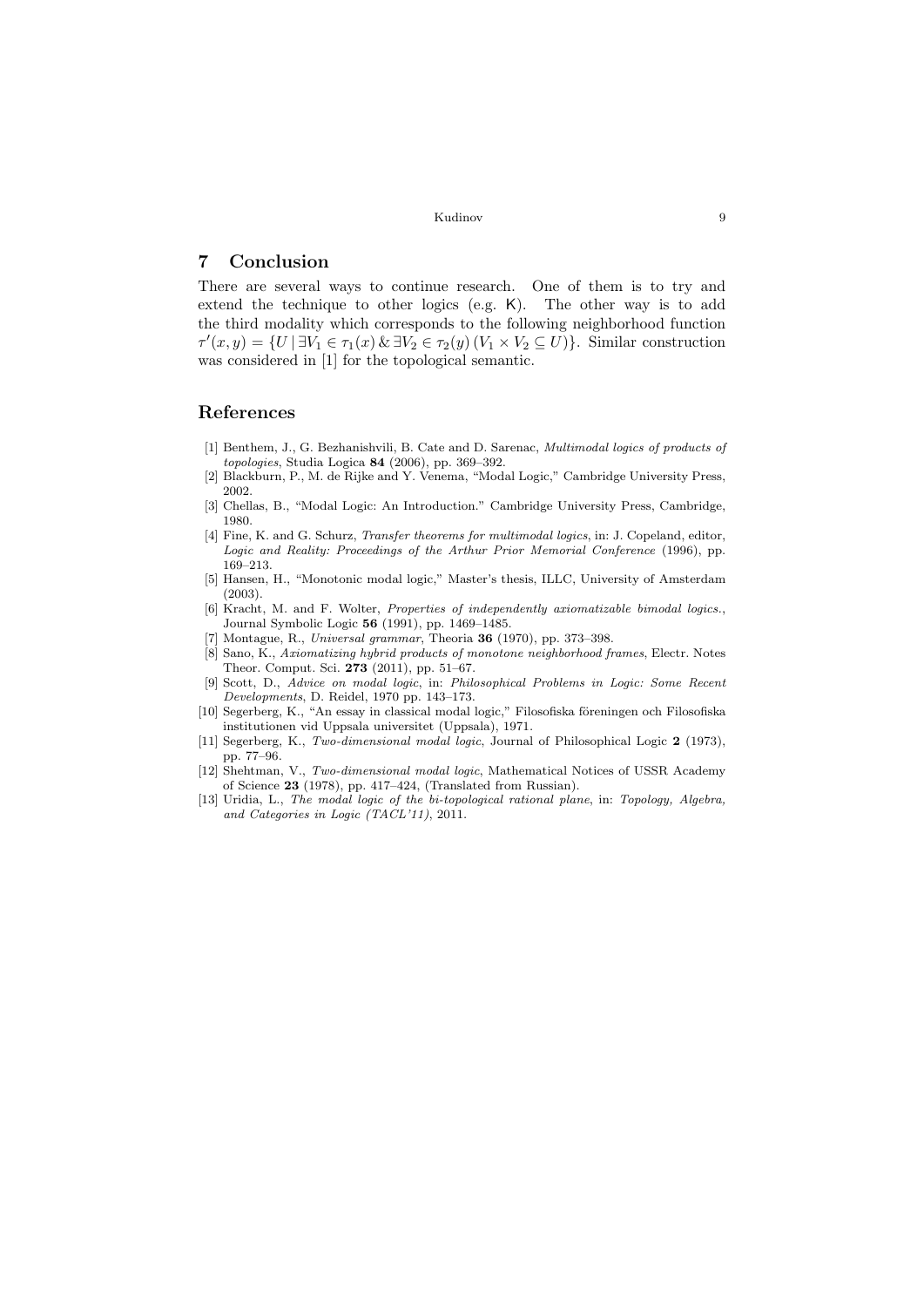## 7 Conclusion

There are several ways to continue research. One of them is to try and extend the technique to other logics (e.g. $\mathsf{K}$). The other way is to add the third modality which corresponds to the following neighborhood function $\tau'(x, y) = \{U \mid \exists V_1 \in \tau_1(x) \,\&\, \exists V_2 \in \tau_2(y)\, (V_1 \times V_2 \subseteq U)\}$. Similar construction was considered in [1] for the topological semantic.

## References

[1] Benthem, J., G. Bezhanishvili, B. Cate and D. Sarenac, *Multimodal logics of products of topologies*, Studia Logica **84** (2006), pp. 369–392.

[2] Blackburn, P., M. de Rijke and Y. Venema, "Modal Logic," Cambridge University Press, 2002.

[3] Chellas, B., "Modal Logic: An Introduction." Cambridge University Press, Cambridge, 1980.

[4] Fine, K. and G. Schurz, *Transfer theorems for multimodal logics*, in: J. Copeland, editor, *Logic and Reality: Proceedings of the Arthur Prior Memorial Conference* (1996), pp. 169–213.

[5] Hansen, H., "Monotonic modal logic," Master's thesis, ILLC, University of Amsterdam (2003).

[6] Kracht, M. and F. Wolter, *Properties of independently axiomatizable bimodal logics.*, Journal Symbolic Logic **56** (1991), pp. 1469–1485.

[7] Montague, R., *Universal grammar*, Theoria **36** (1970), pp. 373–398.

[8] Sano, K., *Axiomatizing hybrid products of monotone neighborhood frames*, Electr. Notes Theor. Comput. Sci. **273** (2011), pp. 51–67.

[9] Scott, D., *Advice on modal logic*, in: *Philosophical Problems in Logic: Some Recent Developments*, D. Reidel, 1970 pp. 143–173.

[10] Segerberg, K., "An essay in classical modal logic," Filosofiska föreningen och Filosofiska institutionen vid Uppsala universitet (Uppsala), 1971.

[11] Segerberg, K., *Two-dimensional modal logic*, Journal of Philosophical Logic **2** (1973), pp. 77–96.

[12] Shehtman, V., *Two-dimensional modal logic*, Mathematical Notices of USSR Academy of Science **23** (1978), pp. 417–424, (Translated from Russian).

[13] Uridia, L., *The modal logic of the bi-topological rational plane*, in: *Topology, Algebra, and Categories in Logic (TACL'11)*, 2011.